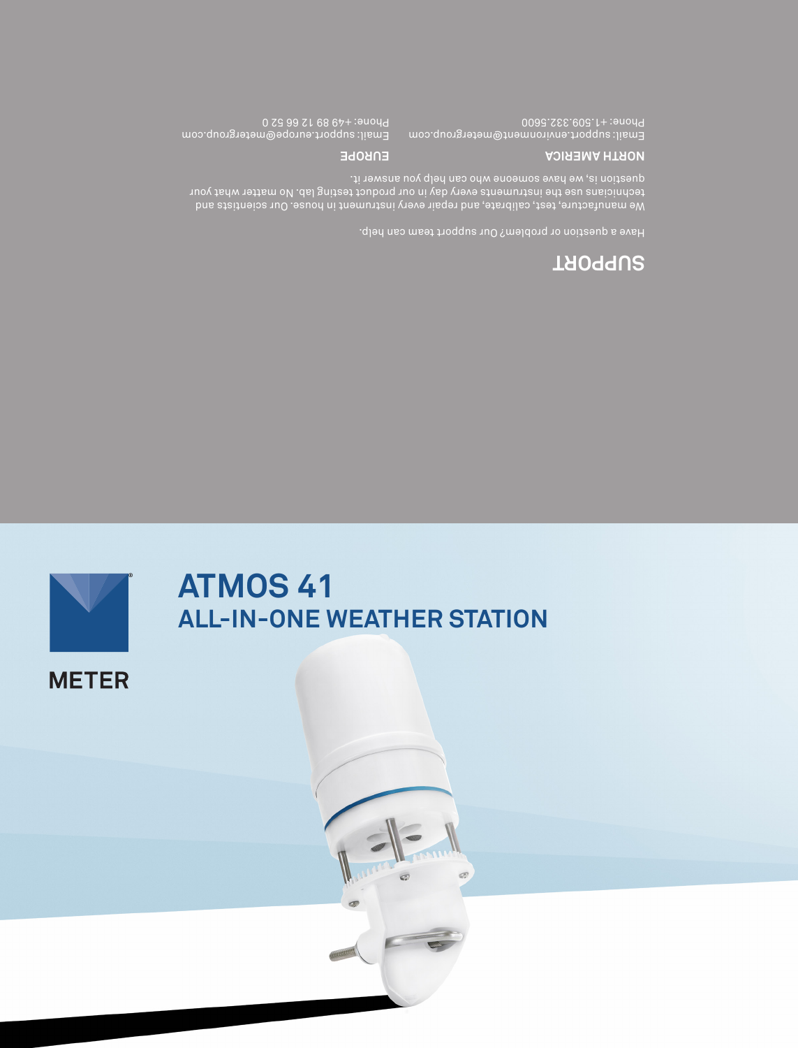## SUPPORT

Have a question or problem? Our support team can help.

We manufacture, test, calibrate, and repair every instrument in house. Our scientists and technicians use the instruments every day in our product testing lab. No matter what your question is, we have someone who can help you answer it.

**NORTH AMERICA**

Email: support.environment@metergroup.com
Phone: +1.509.332.5600

**EUROPE**

Email: support.europe@metergroup.com
Phone: +49 89 12 66 52 0

METER

# ATMOS 41

## ALL-IN-ONE WEATHER STATION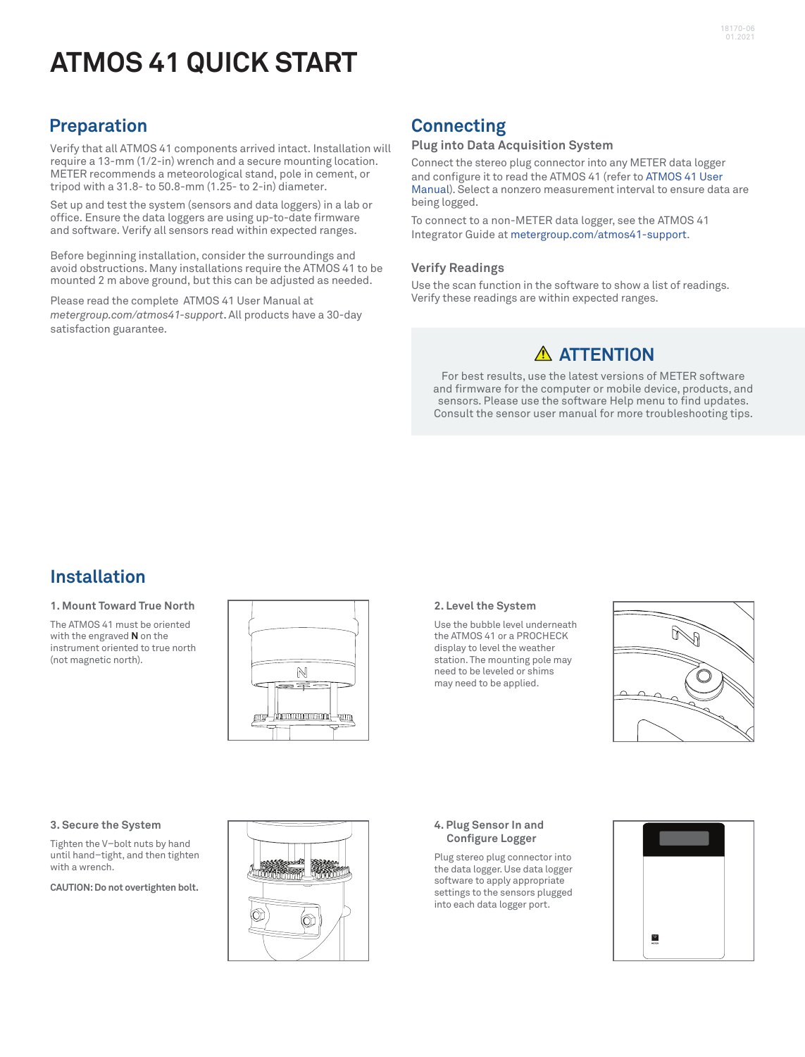# ATMOS 41 QUICK START

## Preparation

Verify that all ATMOS 41 components arrived intact. Installation will require a 13-mm (1/2-in) wrench and a secure mounting location. METER recommends a meteorological stand, pole in cement, or tripod with a 31.8- to 50.8-mm (1.25- to 2-in) diameter.

Set up and test the system (sensors and data loggers) in a lab or office. Ensure the data loggers are using up-to-date firmware and software. Verify all sensors read within expected ranges.

Before beginning installation, consider the surroundings and avoid obstructions. Many installations require the ATMOS 41 to be mounted 2 m above ground, but this can be adjusted as needed.

Please read the complete ATMOS 41 User Manual at *metergroup.com/atmos41-support*. All products have a 30-day satisfaction guarantee.

## Connecting

### Plug into Data Acquisition System

Connect the stereo plug connector into any METER data logger and configure it to read the ATMOS 41 (refer to ATMOS 41 User Manual). Select a nonzero measurement interval to ensure data are being logged.

To connect to a non-METER data logger, see the ATMOS 41 Integrator Guide at metergroup.com/atmos41-support.

### Verify Readings

Use the scan function in the software to show a list of readings. Verify these readings are within expected ranges.

> **⚠ ATTENTION**
>
> For best results, use the latest versions of METER software and firmware for the computer or mobile device, products, and sensors. Please use the software Help menu to find updates. Consult the sensor user manual for more troubleshooting tips.

## Installation

### 1. Mount Toward True North

The ATMOS 41 must be oriented with the engraved **N** on the instrument oriented to true north (not magnetic north).

### 2. Level the System

Use the bubble level underneath the ATMOS 41 or a PROCHECK display to level the weather station. The mounting pole may need to be leveled or shims may need to be applied.

### 3. Secure the System

Tighten the V–bolt nuts by hand until hand–tight, and then tighten with a wrench.

**CAUTION: Do not overtighten bolt.**

### 4. Plug Sensor In and Configure Logger

Plug stereo plug connector into the data logger. Use data logger software to apply appropriate settings to the sensors plugged into each data logger port.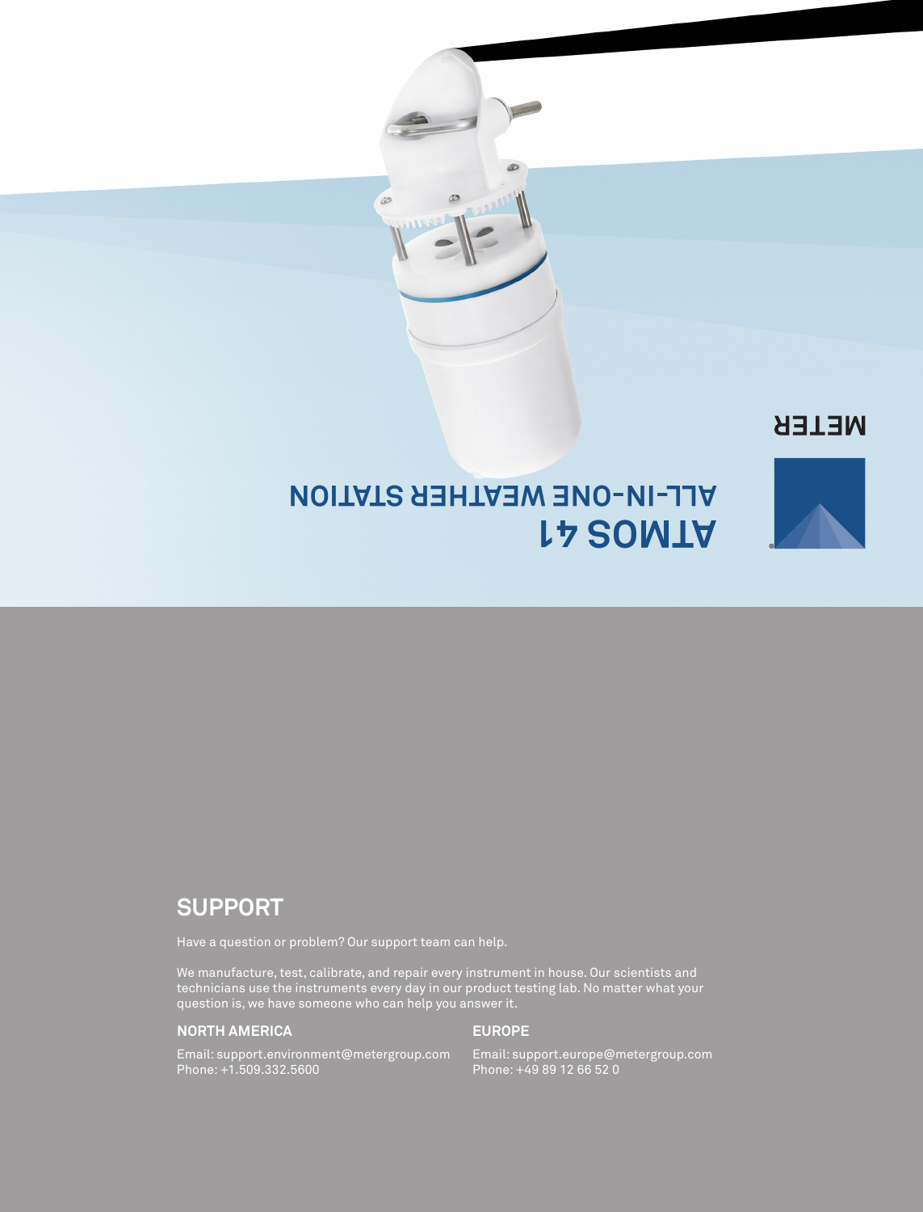ATMOS 41

ALL-IN-ONE WEATHER STATION

METER

## SUPPORT

Have a question or problem? Our support team can help.

We manufacture, test, calibrate, and repair every instrument in house. Our scientists and technicians use the instruments every day in our product testing lab. No matter what your question is, we have someone who can help you answer it.

### NORTH AMERICA

Email: support.environment@metergroup.com
Phone: +1.509.332.5600

### EUROPE

Email: support.europe@metergroup.com
Phone: +49 89 12 66 52 0